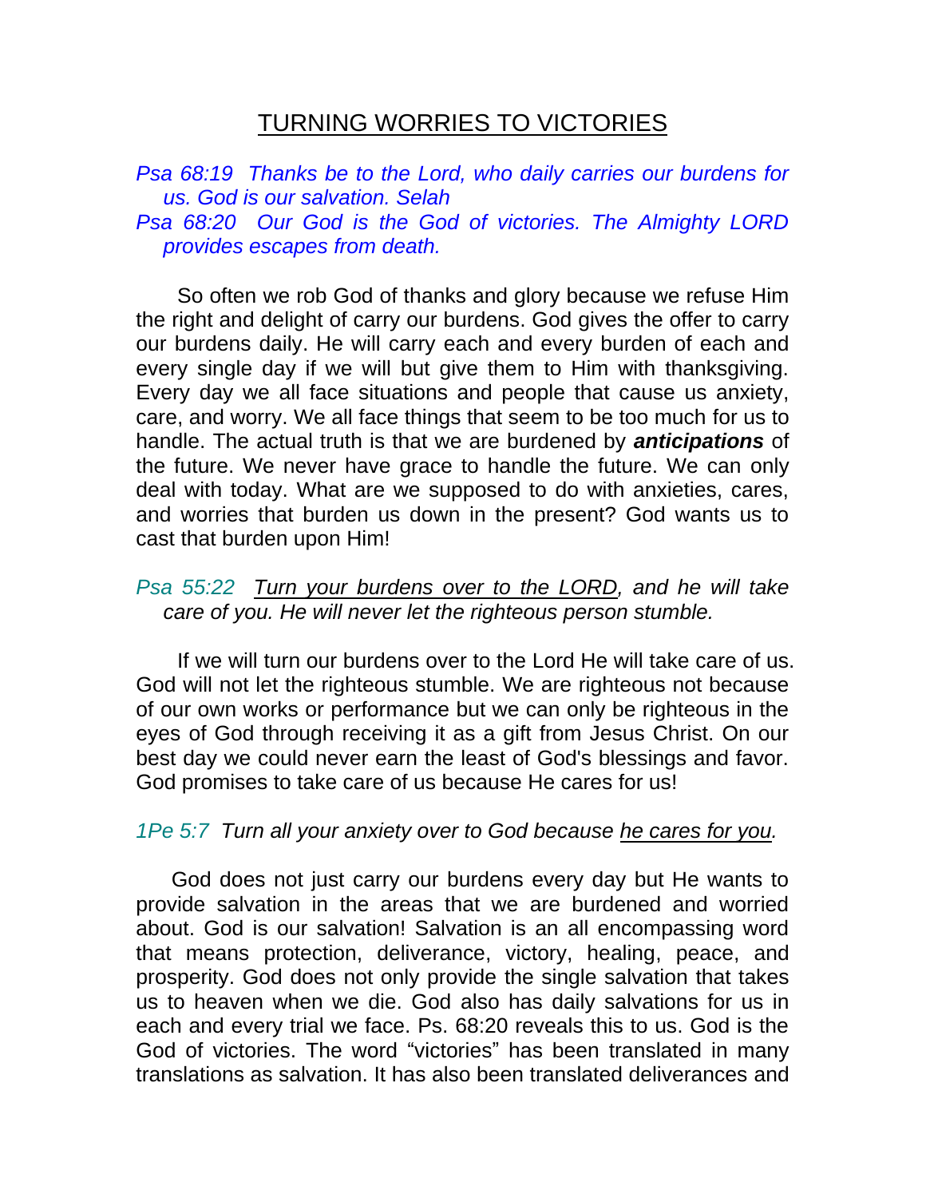# TURNING WORRIES TO VICTORIES

*Psa 68:19 Thanks be to the Lord, who daily carries our burdens for us. God is our salvation. Selah*

*Psa 68:20 Our God is the God of victories. The Almighty LORD provides escapes from death.*

So often we rob God of thanks and glory because we refuse Him the right and delight of carry our burdens. God gives the offer to carry our burdens daily. He will carry each and every burden of each and every single day if we will but give them to Him with thanksgiving. Every day we all face situations and people that cause us anxiety, care, and worry. We all face things that seem to be too much for us to handle. The actual truth is that we are burdened by ***anticipations*** of the future. We never have grace to handle the future. We can only deal with today. What are we supposed to do with anxieties, cares, and worries that burden us down in the present? God wants us to cast that burden upon Him!

*Psa 55:22 <u>Turn your burdens over to the LORD</u>, and he will take care of you. He will never let the righteous person stumble.*

If we will turn our burdens over to the Lord He will take care of us. God will not let the righteous stumble. We are righteous not because of our own works or performance but we can only be righteous in the eyes of God through receiving it as a gift from Jesus Christ. On our best day we could never earn the least of God's blessings and favor. God promises to take care of us because He cares for us!

*1Pe 5:7 Turn all your anxiety over to God because <u>he cares for you</u>.*

God does not just carry our burdens every day but He wants to provide salvation in the areas that we are burdened and worried about. God is our salvation! Salvation is an all encompassing word that means protection, deliverance, victory, healing, peace, and prosperity. God does not only provide the single salvation that takes us to heaven when we die. God also has daily salvations for us in each and every trial we face. Ps. 68:20 reveals this to us. God is the God of victories. The word "victories" has been translated in many translations as salvation. It has also been translated deliverances and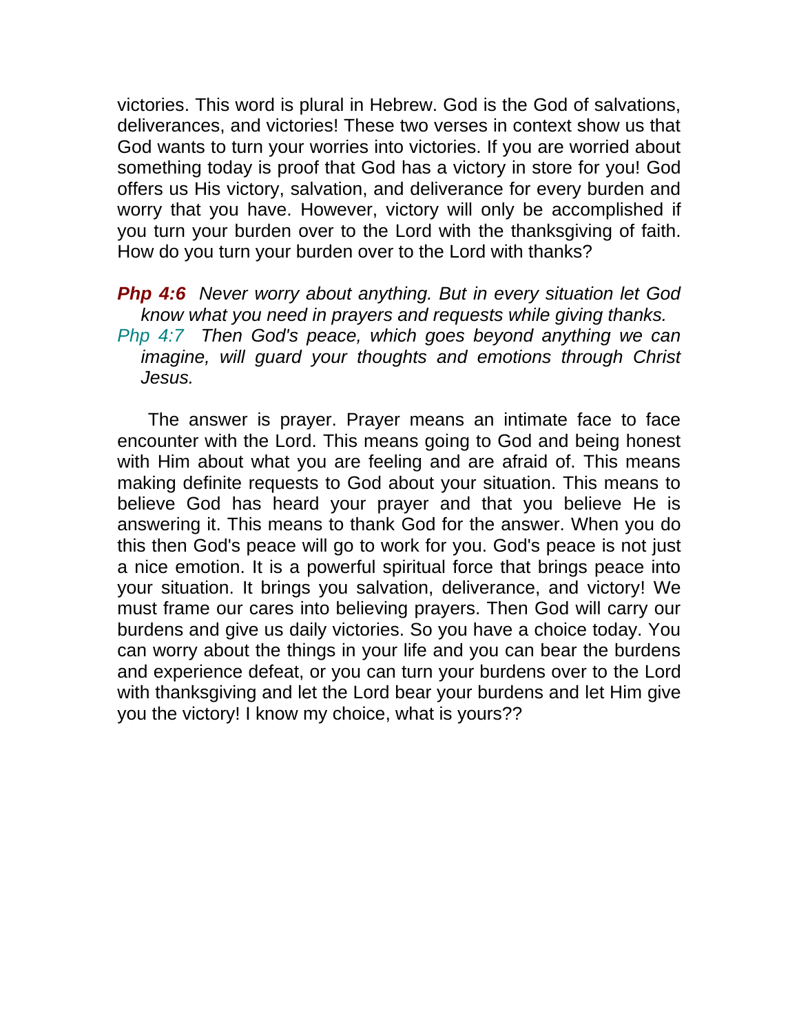victories. This word is plural in Hebrew. God is the God of salvations, deliverances, and victories! These two verses in context show us that God wants to turn your worries into victories. If you are worried about something today is proof that God has a victory in store for you! God offers us His victory, salvation, and deliverance for every burden and worry that you have. However, victory will only be accomplished if you turn your burden over to the Lord with the thanksgiving of faith. How do you turn your burden over to the Lord with thanks?

***Php 4:6*** *Never worry about anything. But in every situation let God know what you need in prayers and requests while giving thanks.*
*Php 4:7 Then God's peace, which goes beyond anything we can imagine, will guard your thoughts and emotions through Christ Jesus.*

The answer is prayer. Prayer means an intimate face to face encounter with the Lord. This means going to God and being honest with Him about what you are feeling and are afraid of. This means making definite requests to God about your situation. This means to believe God has heard your prayer and that you believe He is answering it. This means to thank God for the answer. When you do this then God's peace will go to work for you. God's peace is not just a nice emotion. It is a powerful spiritual force that brings peace into your situation. It brings you salvation, deliverance, and victory! We must frame our cares into believing prayers. Then God will carry our burdens and give us daily victories. So you have a choice today. You can worry about the things in your life and you can bear the burdens and experience defeat, or you can turn your burdens over to the Lord with thanksgiving and let the Lord bear your burdens and let Him give you the victory! I know my choice, what is yours??